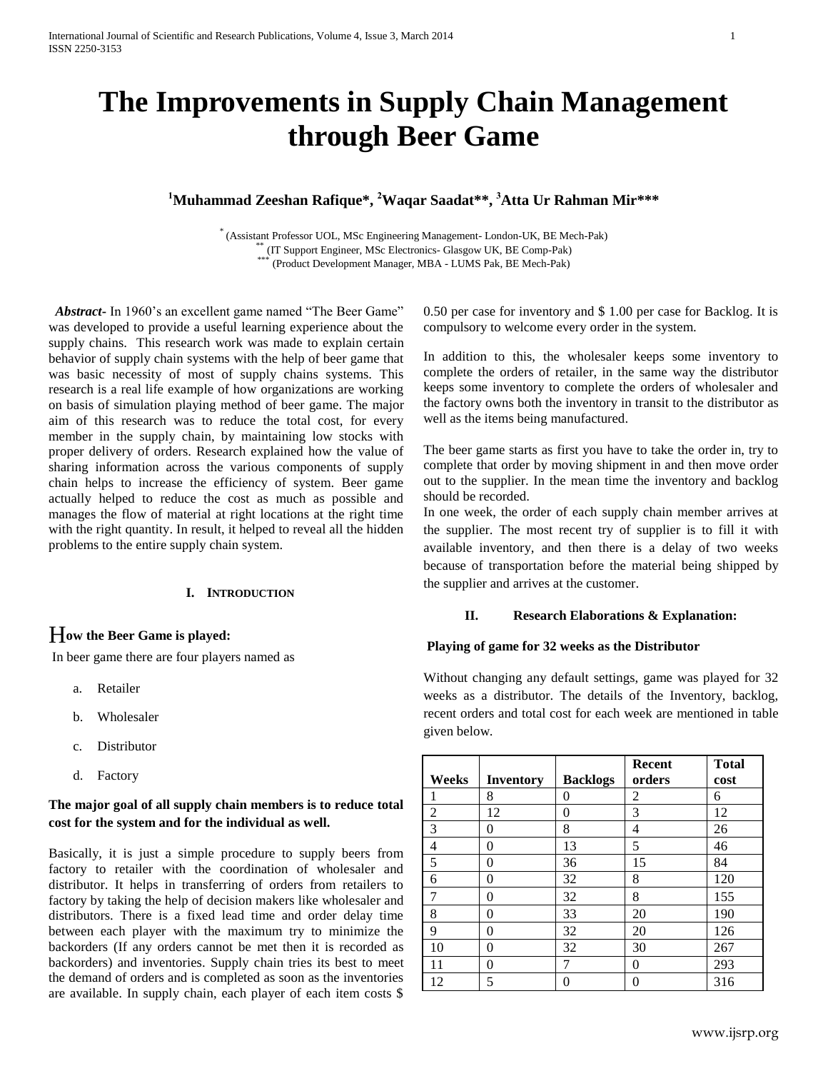# The Improvements in Supply Chain Management through Beer Game

**[1]Muhammad Zeeshan Rafique*, [2]Waqar Saadat**, [3]Atta Ur Rahman Mir*****

* (Assistant Professor UOL, MSc Engineering Management- London-UK, BE Mech-Pak)
** (IT Support Engineer, MSc Electronics- Glasgow UK, BE Comp-Pak)
*** (Product Development Manager, MBA - LUMS Pak, BE Mech-Pak)

***Abstract***- In 1960's an excellent game named "The Beer Game" was developed to provide a useful learning experience about the supply chains. This research work was made to explain certain behavior of supply chain systems with the help of beer game that was basic necessity of most of supply chains systems. This research is a real life example of how organizations are working on basis of simulation playing method of beer game. The major aim of this research was to reduce the total cost, for every member in the supply chain, by maintaining low stocks with proper delivery of orders. Research explained how the value of sharing information across the various components of supply chain helps to increase the efficiency of system. Beer game actually helped to reduce the cost as much as possible and manages the flow of material at right locations at the right time with the right quantity. In result, it helped to reveal all the hidden problems to the entire supply chain system.

## I. Introduction

### How the Beer Game is played:

In beer game there are four players named as

a. Retailer
b. Wholesaler
c. Distributor
d. Factory

**The major goal of all supply chain members is to reduce total cost for the system and for the individual as well.**

Basically, it is just a simple procedure to supply beers from factory to retailer with the coordination of wholesaler and distributor. It helps in transferring of orders from retailers to factory by taking the help of decision makers like wholesaler and distributors. There is a fixed lead time and order delay time between each player with the maximum try to minimize the backorders (If any orders cannot be met then it is recorded as backorders) and inventories. Supply chain tries its best to meet the demand of orders and is completed as soon as the inventories are available. In supply chain, each player of each item costs $ 0.50 per case for inventory and $ 1.00 per case for Backlog. It is compulsory to welcome every order in the system.

In addition to this, the wholesaler keeps some inventory to complete the orders of retailer, in the same way the distributor keeps some inventory to complete the orders of wholesaler and the factory owns both the inventory in transit to the distributor as well as the items being manufactured.

The beer game starts as first you have to take the order in, try to complete that order by moving shipment in and then move order out to the supplier. In the mean time the inventory and backlog should be recorded.

In one week, the order of each supply chain member arrives at the supplier. The most recent try of supplier is to fill it with available inventory, and then there is a delay of two weeks because of transportation before the material being shipped by the supplier and arrives at the customer.

## II. Research Elaborations & Explanation:

### Playing of game for 32 weeks as the Distributor

Without changing any default settings, game was played for 32 weeks as a distributor. The details of the Inventory, backlog, recent orders and total cost for each week are mentioned in table given below.

| Weeks | Inventory | Backlogs | Recent orders | Total cost |
|---|---|---|---|---|
| 1 | 8 | 0 | 2 | 6 |
| 2 | 12 | 0 | 3 | 12 |
| 3 | 0 | 8 | 4 | 26 |
| 4 | 0 | 13 | 5 | 46 |
| 5 | 0 | 36 | 15 | 84 |
| 6 | 0 | 32 | 8 | 120 |
| 7 | 0 | 32 | 8 | 155 |
| 8 | 0 | 33 | 20 | 190 |
| 9 | 0 | 32 | 20 | 126 |
| 10 | 0 | 32 | 30 | 267 |
| 11 | 0 | 7 | 0 | 293 |
| 12 | 5 | 0 | 0 | 316 |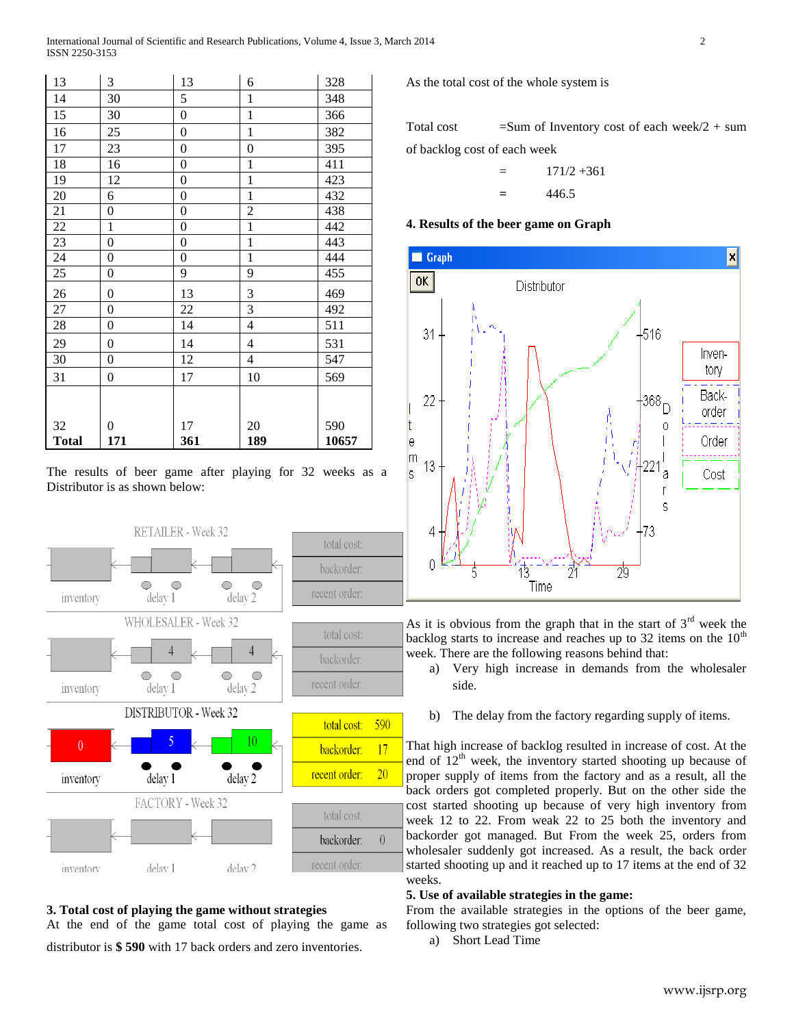| 13 | 3 | 13 | 6 | 328 |
|---|---|---|---|---|
| 14 | 30 | 5 | 1 | 348 |
| 15 | 30 | 0 | 1 | 366 |
| 16 | 25 | 0 | 1 | 382 |
| 17 | 23 | 0 | 0 | 395 |
| 18 | 16 | 0 | 1 | 411 |
| 19 | 12 | 0 | 1 | 423 |
| 20 | 6 | 0 | 1 | 432 |
| 21 | 0 | 0 | 2 | 438 |
| 22 | 1 | 0 | 1 | 442 |
| 23 | 0 | 0 | 1 | 443 |
| 24 | 0 | 0 | 1 | 444 |
| 25 | 0 | 9 | 9 | 455 |
| 26 | 0 | 13 | 3 | 469 |
| 27 | 0 | 22 | 3 | 492 |
| 28 | 0 | 14 | 4 | 511 |
| 29 | 0 | 14 | 4 | 531 |
| 30 | 0 | 12 | 4 | 547 |
| 31 | 0 | 17 | 10 | 569 |
| 32 | 0 | 17 | 20 | 590 |
| **Total** | **171** | **361** | **189** | **10657** |

The results of beer game after playing for 32 weeks as a Distributor is as shown below:

### 3. Total cost of playing the game without strategies

At the end of the game total cost of playing the game as distributor is **$ 590** with 17 back orders and zero inventories.

As the total cost of the whole system is

Total cost = Sum of Inventory cost of each week/2 + sum of backlog cost of each week

= 171/2 + 361

= 446.5

### 4. Results of the beer game on Graph

As it is obvious from the graph that in the start of 3rd week the backlog starts to increase and reaches up to 32 items on the 10th week. There are the following reasons behind that:

a) Very high increase in demands from the wholesaler side.

b) The delay from the factory regarding supply of items.

That high increase of backlog resulted in increase of cost. At the end of 12th week, the inventory started shooting up because of proper supply of items from the factory and as a result, all the back orders got completed properly. But on the other side the cost started shooting up because of very high inventory from week 12 to 22. From weak 22 to 25 both the inventory and backorder got managed. But From the week 25, orders from wholesaler suddenly got increased. As a result, the back order started shooting up and it reached up to 17 items at the end of 32 weeks.

### 5. Use of available strategies in the game:

From the available strategies in the options of the beer game, following two strategies got selected:

a) Short Lead Time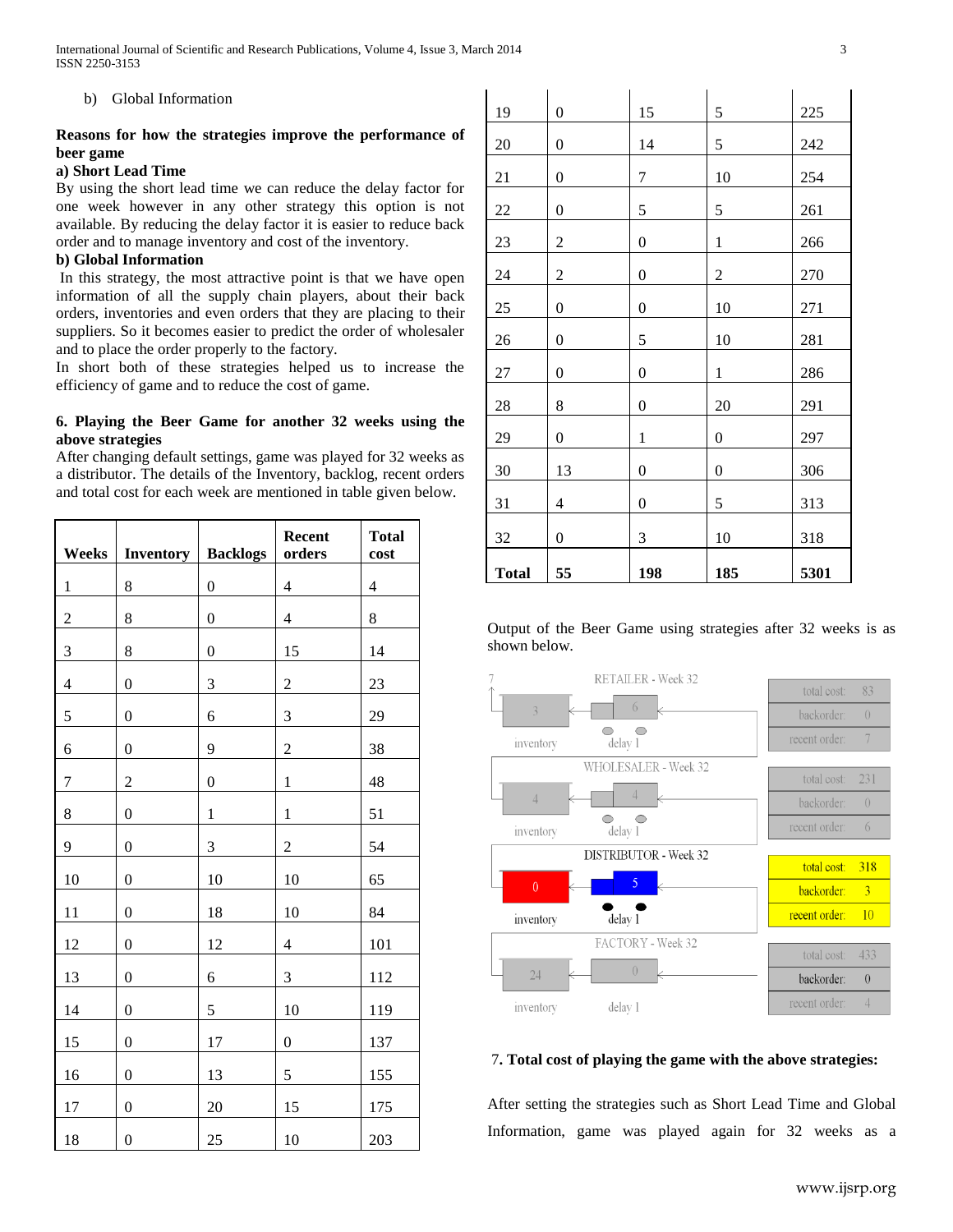b) Global Information

**Reasons for how the strategies improve the performance of beer game**

**a) Short Lead Time**

By using the short lead time we can reduce the delay factor for one week however in any other strategy this option is not available. By reducing the delay factor it is easier to reduce back order and to manage inventory and cost of the inventory.

**b) Global Information**

In this strategy, the most attractive point is that we have open information of all the supply chain players, about their back orders, inventories and even orders that they are placing to their suppliers. So it becomes easier to predict the order of wholesaler and to place the order properly to the factory.

In short both of these strategies helped us to increase the efficiency of game and to reduce the cost of game.

### 6. Playing the Beer Game for another 32 weeks using the above strategies

After changing default settings, game was played for 32 weeks as a distributor. The details of the Inventory, backlog, recent orders and total cost for each week are mentioned in table given below.

| Weeks | Inventory | Backlogs | Recent orders | Total cost |
|---|---|---|---|---|
| 1 | 8 | 0 | 4 | 4 |
| 2 | 8 | 0 | 4 | 8 |
| 3 | 8 | 0 | 15 | 14 |
| 4 | 0 | 3 | 2 | 23 |
| 5 | 0 | 6 | 3 | 29 |
| 6 | 0 | 9 | 2 | 38 |
| 7 | 2 | 0 | 1 | 48 |
| 8 | 0 | 1 | 1 | 51 |
| 9 | 0 | 3 | 2 | 54 |
| 10 | 0 | 10 | 10 | 65 |
| 11 | 0 | 18 | 10 | 84 |
| 12 | 0 | 12 | 4 | 101 |
| 13 | 0 | 6 | 3 | 112 |
| 14 | 0 | 5 | 10 | 119 |
| 15 | 0 | 17 | 0 | 137 |
| 16 | 0 | 13 | 5 | 155 |
| 17 | 0 | 20 | 15 | 175 |
| 18 | 0 | 25 | 10 | 203 |
| 19 | 0 | 15 | 5 | 225 |
| 20 | 0 | 14 | 5 | 242 |
| 21 | 0 | 7 | 10 | 254 |
| 22 | 0 | 5 | 5 | 261 |
| 23 | 2 | 0 | 1 | 266 |
| 24 | 2 | 0 | 2 | 270 |
| 25 | 0 | 0 | 10 | 271 |
| 26 | 0 | 5 | 10 | 281 |
| 27 | 0 | 0 | 1 | 286 |
| 28 | 8 | 0 | 20 | 291 |
| 29 | 0 | 1 | 0 | 297 |
| 30 | 13 | 0 | 0 | 306 |
| 31 | 4 | 0 | 5 | 313 |
| 32 | 0 | 3 | 10 | 318 |
| **Total** | **55** | **198** | **185** | **5301** |

Output of the Beer Game using strategies after 32 weeks is as shown below.

### 7. Total cost of playing the game with the above strategies:

After setting the strategies such as Short Lead Time and Global Information, game was played again for 32 weeks as a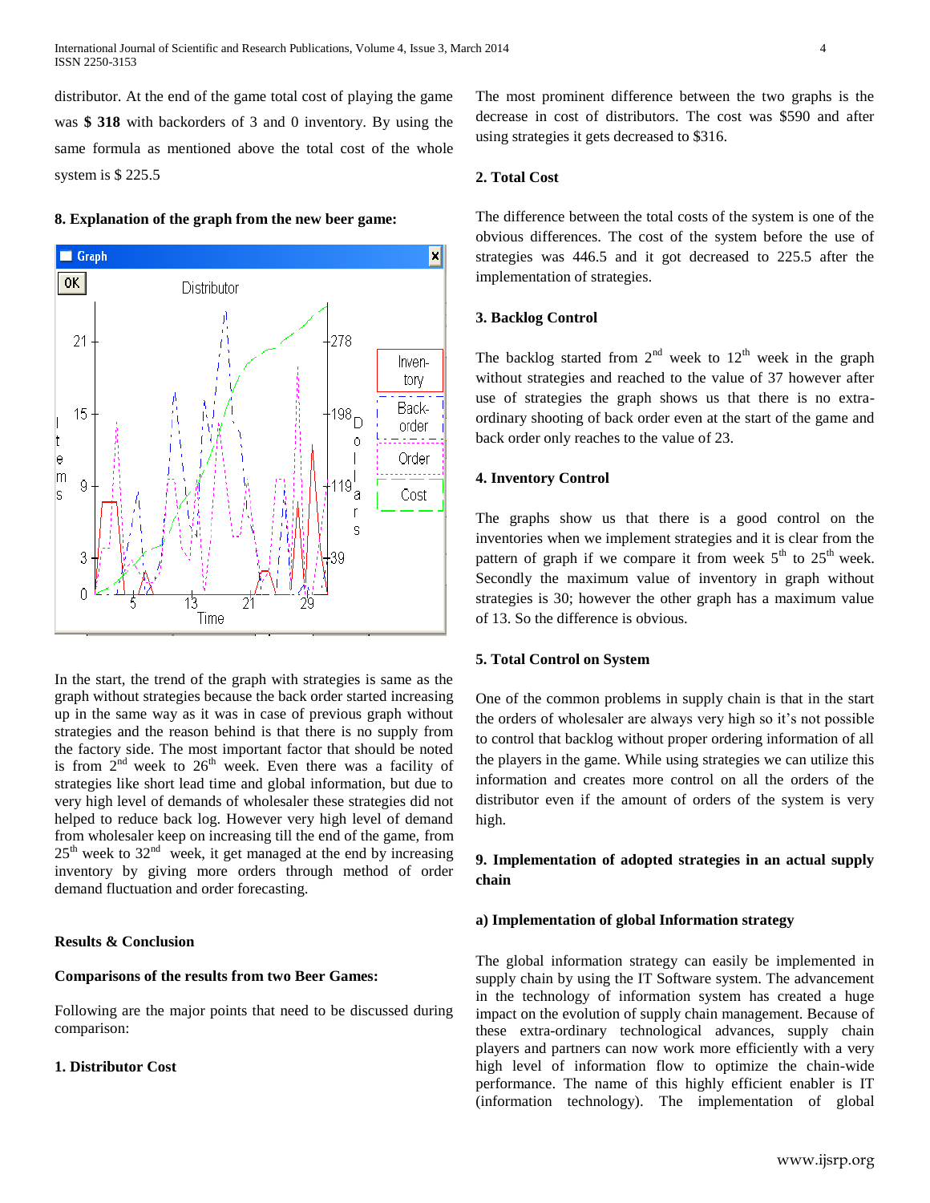distributor. At the end of the game total cost of playing the game was **$ 318** with backorders of 3 and 0 inventory. By using the same formula as mentioned above the total cost of the whole system is $ 225.5

**8. Explanation of the graph from the new beer game:**

In the start, the trend of the graph with strategies is same as the graph without strategies because the back order started increasing up in the same way as it was in case of previous graph without strategies and the reason behind is that there is no supply from the factory side. The most important factor that should be noted is from 2nd week to 26th week. Even there was a facility of strategies like short lead time and global information, but due to very high level of demands of wholesaler these strategies did not helped to reduce back log. However very high level of demand from wholesaler keep on increasing till the end of the game, from 25th week to 32nd week, it get managed at the end by increasing inventory by giving more orders through method of order demand fluctuation and order forecasting.

**Results & Conclusion**

**Comparisons of the results from two Beer Games:**

Following are the major points that need to be discussed during comparison:

**1. Distributor Cost**

The most prominent difference between the two graphs is the decrease in cost of distributors. The cost was $590 and after using strategies it gets decreased to $316.

**2. Total Cost**

The difference between the total costs of the system is one of the obvious differences. The cost of the system before the use of strategies was 446.5 and it got decreased to 225.5 after the implementation of strategies.

**3. Backlog Control**

The backlog started from 2nd week to 12th week in the graph without strategies and reached to the value of 37 however after use of strategies the graph shows us that there is no extra-ordinary shooting of back order even at the start of the game and back order only reaches to the value of 23.

**4. Inventory Control**

The graphs show us that there is a good control on the inventories when we implement strategies and it is clear from the pattern of graph if we compare it from week 5th to 25th week. Secondly the maximum value of inventory in graph without strategies is 30; however the other graph has a maximum value of 13. So the difference is obvious.

**5. Total Control on System**

One of the common problems in supply chain is that in the start the orders of wholesaler are always very high so it's not possible to control that backlog without proper ordering information of all the players in the game. While using strategies we can utilize this information and creates more control on all the orders of the distributor even if the amount of orders of the system is very high.

**9. Implementation of adopted strategies in an actual supply chain**

**a) Implementation of global Information strategy**

The global information strategy can easily be implemented in supply chain by using the IT Software system. The advancement in the technology of information system has created a huge impact on the evolution of supply chain management. Because of these extra-ordinary technological advances, supply chain players and partners can now work more efficiently with a very high level of information flow to optimize the chain-wide performance. The name of this highly efficient enabler is IT (information technology). The implementation of global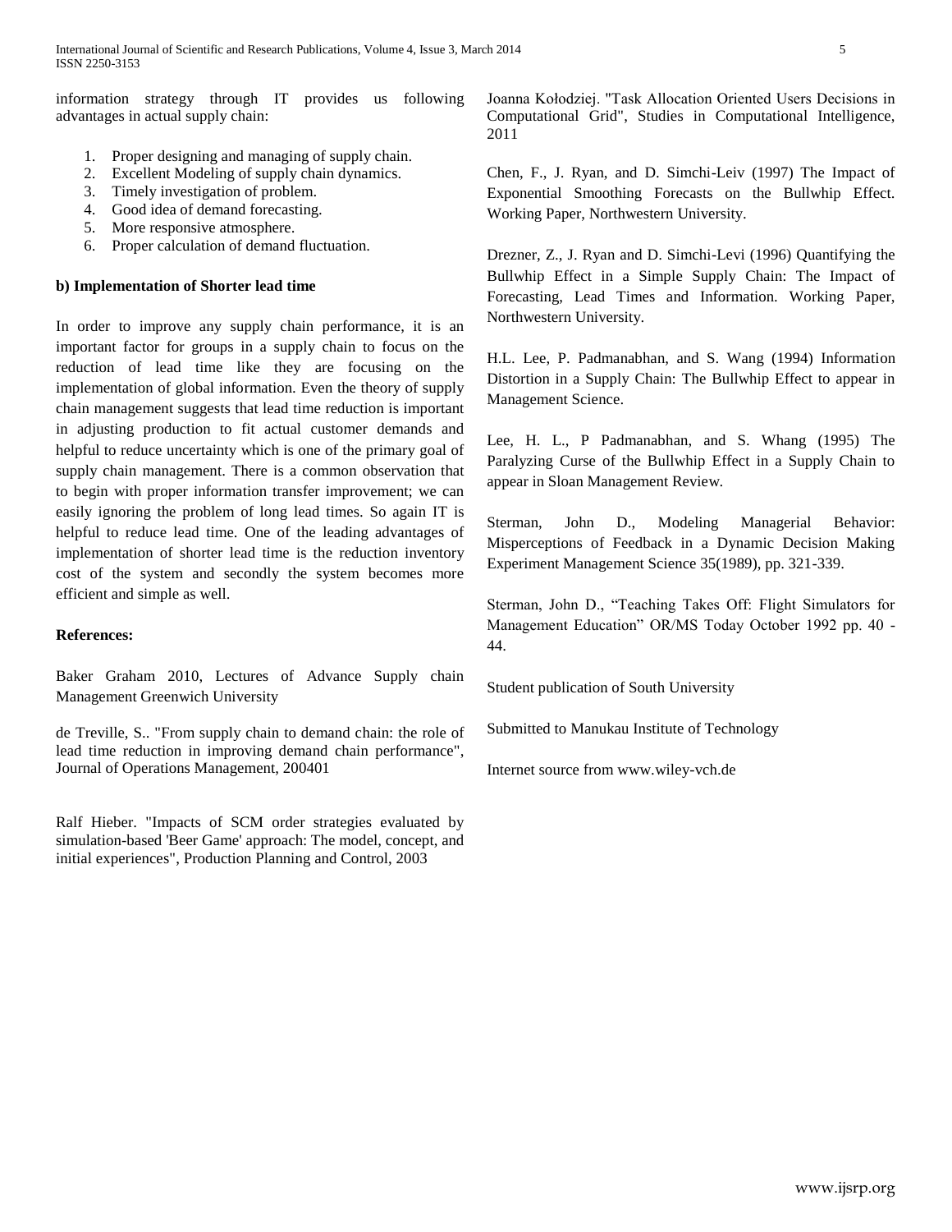information strategy through IT provides us following advantages in actual supply chain:

1. Proper designing and managing of supply chain.
2. Excellent Modeling of supply chain dynamics.
3. Timely investigation of problem.
4. Good idea of demand forecasting.
5. More responsive atmosphere.
6. Proper calculation of demand fluctuation.

**b) Implementation of Shorter lead time**

In order to improve any supply chain performance, it is an important factor for groups in a supply chain to focus on the reduction of lead time like they are focusing on the implementation of global information. Even the theory of supply chain management suggests that lead time reduction is important in adjusting production to fit actual customer demands and helpful to reduce uncertainty which is one of the primary goal of supply chain management. There is a common observation that to begin with proper information transfer improvement; we can easily ignoring the problem of long lead times. So again IT is helpful to reduce lead time. One of the leading advantages of implementation of shorter lead time is the reduction inventory cost of the system and secondly the system becomes more efficient and simple as well.

**References:**

Baker Graham 2010, Lectures of Advance Supply chain Management Greenwich University

de Treville, S.. "From supply chain to demand chain: the role of lead time reduction in improving demand chain performance", Journal of Operations Management, 200401

Ralf Hieber. "Impacts of SCM order strategies evaluated by simulation-based 'Beer Game' approach: The model, concept, and initial experiences", Production Planning and Control, 2003

Joanna Kołodziej. "Task Allocation Oriented Users Decisions in Computational Grid", Studies in Computational Intelligence, 2011

Chen, F., J. Ryan, and D. Simchi-Leiv (1997) The Impact of Exponential Smoothing Forecasts on the Bullwhip Effect. Working Paper, Northwestern University.

Drezner, Z., J. Ryan and D. Simchi-Levi (1996) Quantifying the Bullwhip Effect in a Simple Supply Chain: The Impact of Forecasting, Lead Times and Information. Working Paper, Northwestern University.

H.L. Lee, P. Padmanabhan, and S. Wang (1994) Information Distortion in a Supply Chain: The Bullwhip Effect to appear in Management Science.

Lee, H. L., P Padmanabhan, and S. Whang (1995) The Paralyzing Curse of the Bullwhip Effect in a Supply Chain to appear in Sloan Management Review.

Sterman, John D., Modeling Managerial Behavior: Misperceptions of Feedback in a Dynamic Decision Making Experiment Management Science 35(1989), pp. 321-339.

Sterman, John D., "Teaching Takes Off: Flight Simulators for Management Education" OR/MS Today October 1992 pp. 40 - 44.

Student publication of South University

Submitted to Manukau Institute of Technology

Internet source from www.wiley-vch.de